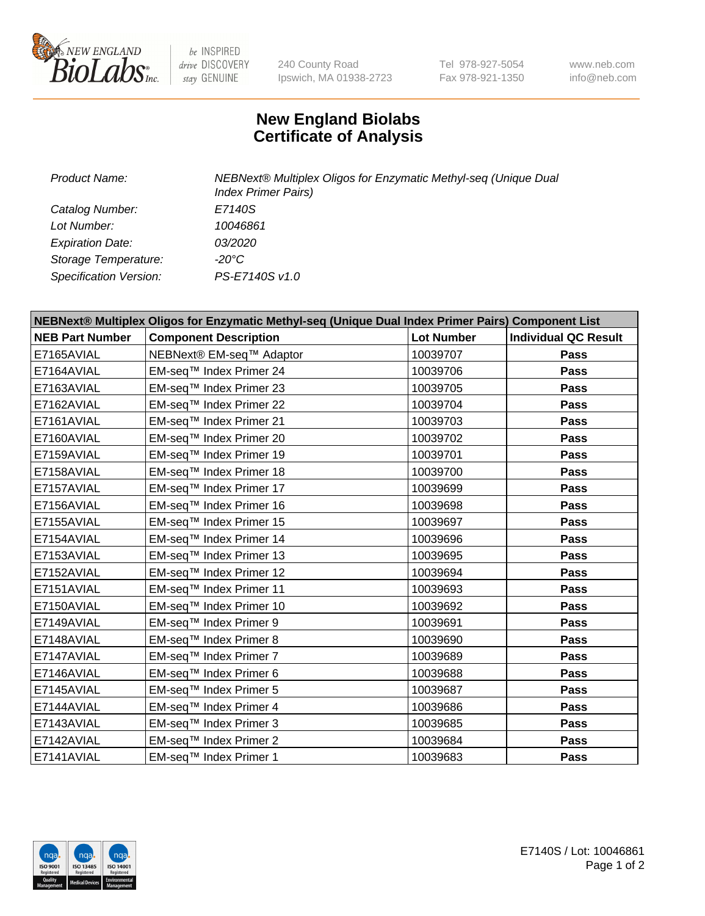# New England Biolabs
# Certificate of Analysis

| | |
|---|---|
| *Product Name:* | *NEBNext® Multiplex Oligos for Enzymatic Methyl-seq (Unique Dual Index Primer Pairs)* |
| *Catalog Number:* | *E7140S* |
| *Lot Number:* | *10046861* |
| *Expiration Date:* | *03/2020* |
| *Storage Temperature:* | *-20°C* |
| *Specification Version:* | *PS-E7140S v1.0* |

| NEBNext® Multiplex Oligos for Enzymatic Methyl-seq (Unique Dual Index Primer Pairs) Component List | | | |
|---|---|---|---|
| **NEB Part Number** | **Component Description** | **Lot Number** | **Individual QC Result** |
| E7165AVIAL | NEBNext® EM-seq™ Adaptor | 10039707 | **Pass** |
| E7164AVIAL | EM-seq™ Index Primer 24 | 10039706 | **Pass** |
| E7163AVIAL | EM-seq™ Index Primer 23 | 10039705 | **Pass** |
| E7162AVIAL | EM-seq™ Index Primer 22 | 10039704 | **Pass** |
| E7161AVIAL | EM-seq™ Index Primer 21 | 10039703 | **Pass** |
| E7160AVIAL | EM-seq™ Index Primer 20 | 10039702 | **Pass** |
| E7159AVIAL | EM-seq™ Index Primer 19 | 10039701 | **Pass** |
| E7158AVIAL | EM-seq™ Index Primer 18 | 10039700 | **Pass** |
| E7157AVIAL | EM-seq™ Index Primer 17 | 10039699 | **Pass** |
| E7156AVIAL | EM-seq™ Index Primer 16 | 10039698 | **Pass** |
| E7155AVIAL | EM-seq™ Index Primer 15 | 10039697 | **Pass** |
| E7154AVIAL | EM-seq™ Index Primer 14 | 10039696 | **Pass** |
| E7153AVIAL | EM-seq™ Index Primer 13 | 10039695 | **Pass** |
| E7152AVIAL | EM-seq™ Index Primer 12 | 10039694 | **Pass** |
| E7151AVIAL | EM-seq™ Index Primer 11 | 10039693 | **Pass** |
| E7150AVIAL | EM-seq™ Index Primer 10 | 10039692 | **Pass** |
| E7149AVIAL | EM-seq™ Index Primer 9 | 10039691 | **Pass** |
| E7148AVIAL | EM-seq™ Index Primer 8 | 10039690 | **Pass** |
| E7147AVIAL | EM-seq™ Index Primer 7 | 10039689 | **Pass** |
| E7146AVIAL | EM-seq™ Index Primer 6 | 10039688 | **Pass** |
| E7145AVIAL | EM-seq™ Index Primer 5 | 10039687 | **Pass** |
| E7144AVIAL | EM-seq™ Index Primer 4 | 10039686 | **Pass** |
| E7143AVIAL | EM-seq™ Index Primer 3 | 10039685 | **Pass** |
| E7142AVIAL | EM-seq™ Index Primer 2 | 10039684 | **Pass** |
| E7141AVIAL | EM-seq™ Index Primer 1 | 10039683 | **Pass** |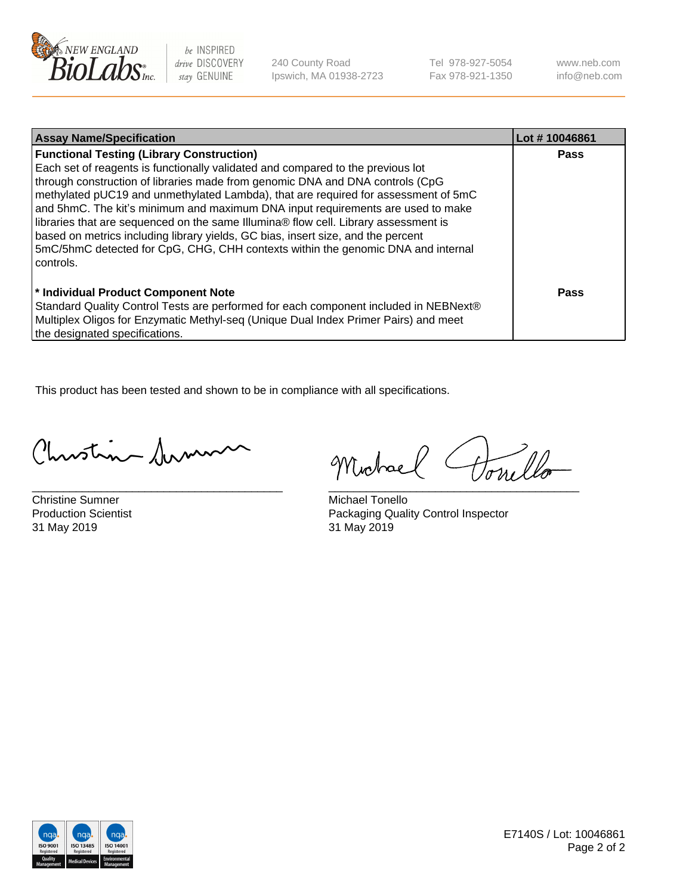| Assay Name/Specification | Lot # 10046861 |
|---|---|
| **Functional Testing (Library Construction)**<br>Each set of reagents is functionally validated and compared to the previous lot through construction of libraries made from genomic DNA and DNA controls (CpG methylated pUC19 and unmethylated Lambda), that are required for assessment of 5mC and 5hmC. The kit's minimum and maximum DNA input requirements are used to make libraries that are sequenced on the same Illumina® flow cell. Library assessment is based on metrics including library yields, GC bias, insert size, and the percent 5mC/5hmC detected for CpG, CHG, CHH contexts within the genomic DNA and internal controls. | **Pass** |
| **\* Individual Product Component Note**<br>Standard Quality Control Tests are performed for each component included in NEBNext® Multiplex Oligos for Enzymatic Methyl-seq (Unique Dual Index Primer Pairs) and meet the designated specifications. | **Pass** |

This product has been tested and shown to be in compliance with all specifications.

Christine Sumner
Production Scientist
31 May 2019

Michael Tonello
Packaging Quality Control Inspector
31 May 2019

E7140S / Lot: 10046861